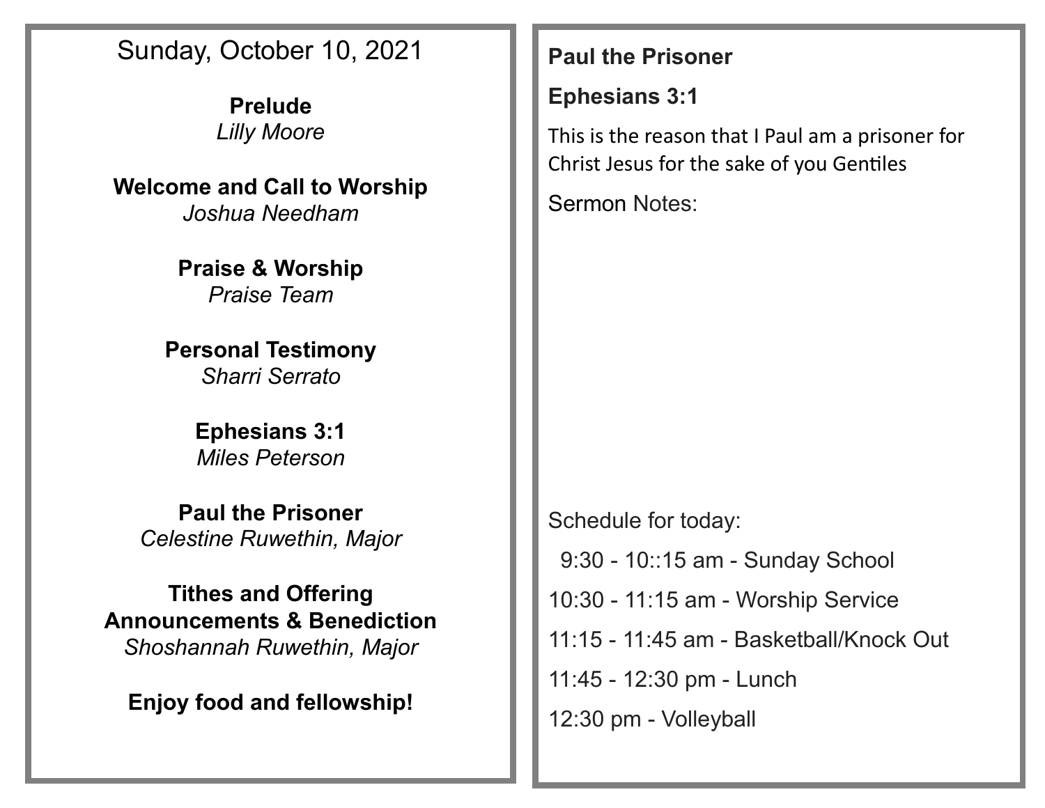Sunday, October 10, 2021

**Prelude**
*Lilly Moore*

**Welcome and Call to Worship**
*Joshua Needham*

**Praise & Worship**
*Praise Team*

**Personal Testimony**
*Sharri Serrato*

**Ephesians 3:1**
*Miles Peterson*

**Paul the Prisoner**
*Celestine Ruwethin, Major*

**Tithes and Offering**
**Announcements & Benediction**
*Shoshannah Ruwethin, Major*

**Enjoy food and fellowship!**

**Paul the Prisoner**

**Ephesians 3:1**

This is the reason that I Paul am a prisoner for Christ Jesus for the sake of you Gentiles

Sermon Notes:

Schedule for today:

9:30 - 10::15 am - Sunday School

10:30 - 11:15 am - Worship Service

11:15 - 11:45 am - Basketball/Knock Out

11:45 - 12:30 pm - Lunch

12:30 pm - Volleyball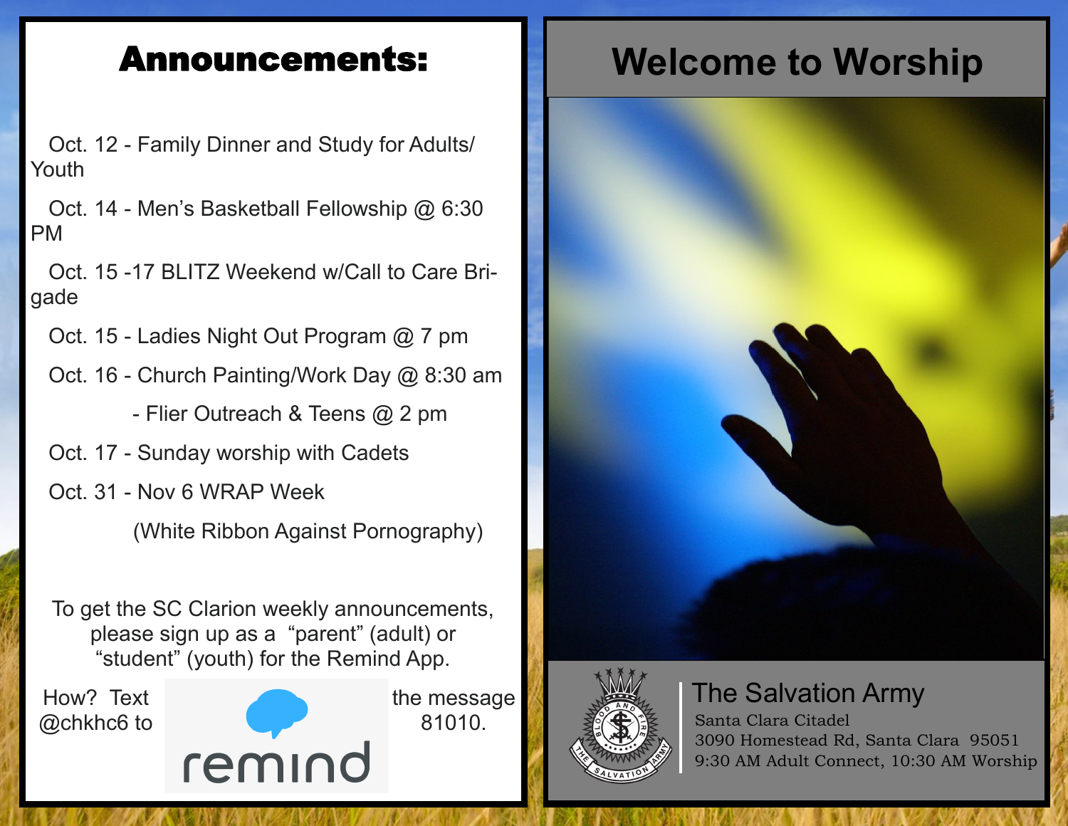# Announcements:

Oct. 12 - Family Dinner and Study for Adults/ Youth

Oct. 14 - Men's Basketball Fellowship @ 6:30 PM

Oct. 15 -17 BLITZ Weekend w/Call to Care Brigade

Oct. 15 - Ladies Night Out Program @ 7 pm

Oct. 16 - Church Painting/Work Day @ 8:30 am

- Flier Outreach & Teens @ 2 pm

Oct. 17 - Sunday worship with Cadets

Oct. 31 - Nov 6 WRAP Week

(White Ribbon Against Pornography)

To get the SC Clarion weekly announcements, please sign up as a "parent" (adult) or "student" (youth) for the Remind App.

How? Text @chkhc6 to 81010.

remind

# Welcome to Worship

The Salvation Army

Santa Clara Citadel

3090 Homestead Rd, Santa Clara 95051

9:30 AM Adult Connect, 10:30 AM Worship